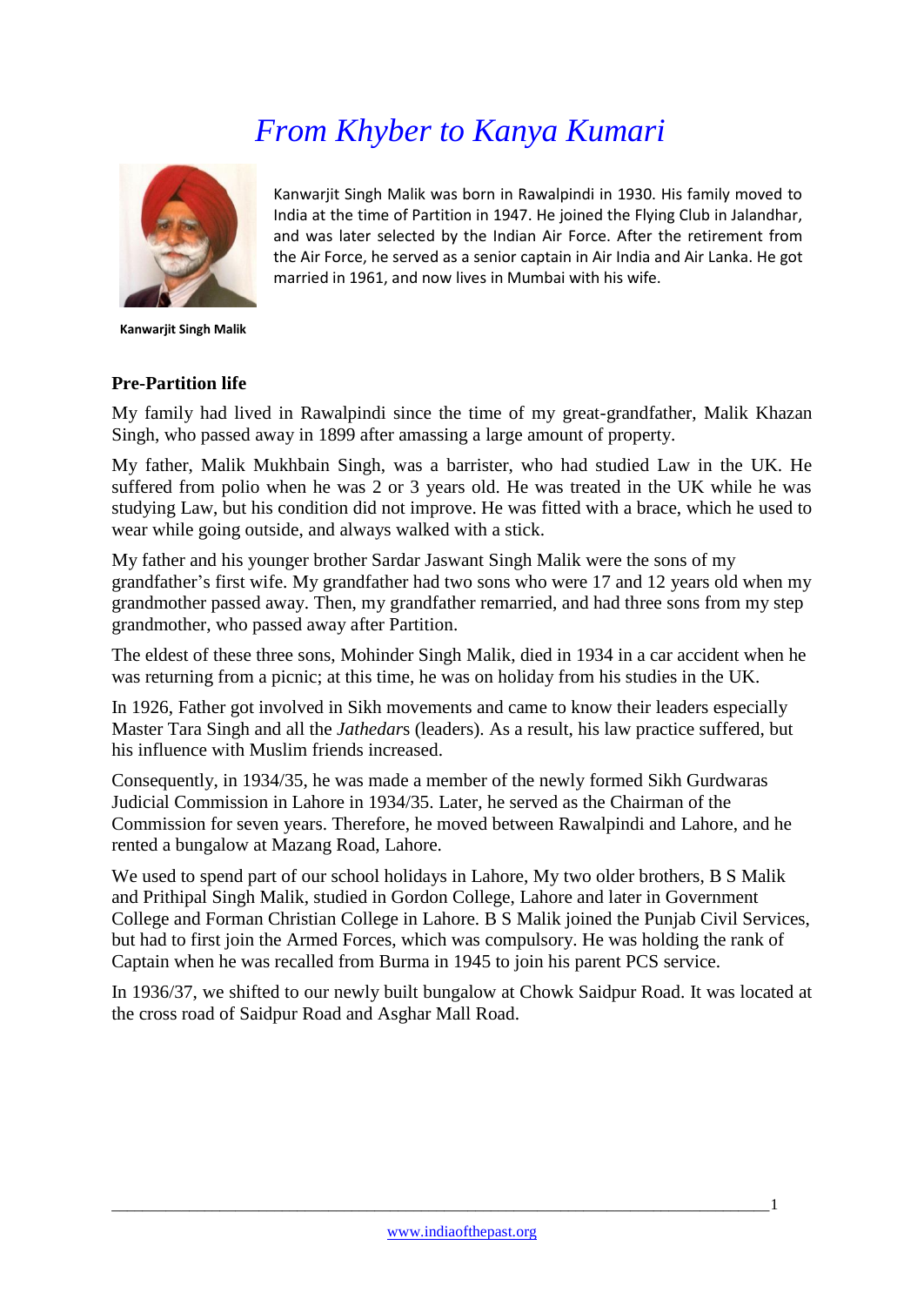# *From Khyber to Kanya Kumari*

Kanwarjit Singh Malik was born in Rawalpindi in 1930. His family moved to India at the time of Partition in 1947. He joined the Flying Club in Jalandhar, and was later selected by the Indian Air Force. After the retirement from the Air Force, he served as a senior captain in Air India and Air Lanka. He got married in 1961, and now lives in Mumbai with his wife.

**Kanwarjit Singh Malik**

## Pre-Partition life

My family had lived in Rawalpindi since the time of my great-grandfather, Malik Khazan Singh, who passed away in 1899 after amassing a large amount of property.

My father, Malik Mukhbain Singh, was a barrister, who had studied Law in the UK. He suffered from polio when he was 2 or 3 years old. He was treated in the UK while he was studying Law, but his condition did not improve. He was fitted with a brace, which he used to wear while going outside, and always walked with a stick.

My father and his younger brother Sardar Jaswant Singh Malik were the sons of my grandfather's first wife. My grandfather had two sons who were 17 and 12 years old when my grandmother passed away. Then, my grandfather remarried, and had three sons from my step grandmother, who passed away after Partition.

The eldest of these three sons, Mohinder Singh Malik, died in 1934 in a car accident when he was returning from a picnic; at this time, he was on holiday from his studies in the UK.

In 1926, Father got involved in Sikh movements and came to know their leaders especially Master Tara Singh and all the *Jathedar*s (leaders). As a result, his law practice suffered, but his influence with Muslim friends increased.

Consequently, in 1934/35, he was made a member of the newly formed Sikh Gurdwaras Judicial Commission in Lahore in 1934/35. Later, he served as the Chairman of the Commission for seven years. Therefore, he moved between Rawalpindi and Lahore, and he rented a bungalow at Mazang Road, Lahore.

We used to spend part of our school holidays in Lahore, My two older brothers, B S Malik and Prithipal Singh Malik, studied in Gordon College, Lahore and later in Government College and Forman Christian College in Lahore. B S Malik joined the Punjab Civil Services, but had to first join the Armed Forces, which was compulsory. He was holding the rank of Captain when he was recalled from Burma in 1945 to join his parent PCS service.

In 1936/37, we shifted to our newly built bungalow at Chowk Saidpur Road. It was located at the cross road of Saidpur Road and Asghar Mall Road.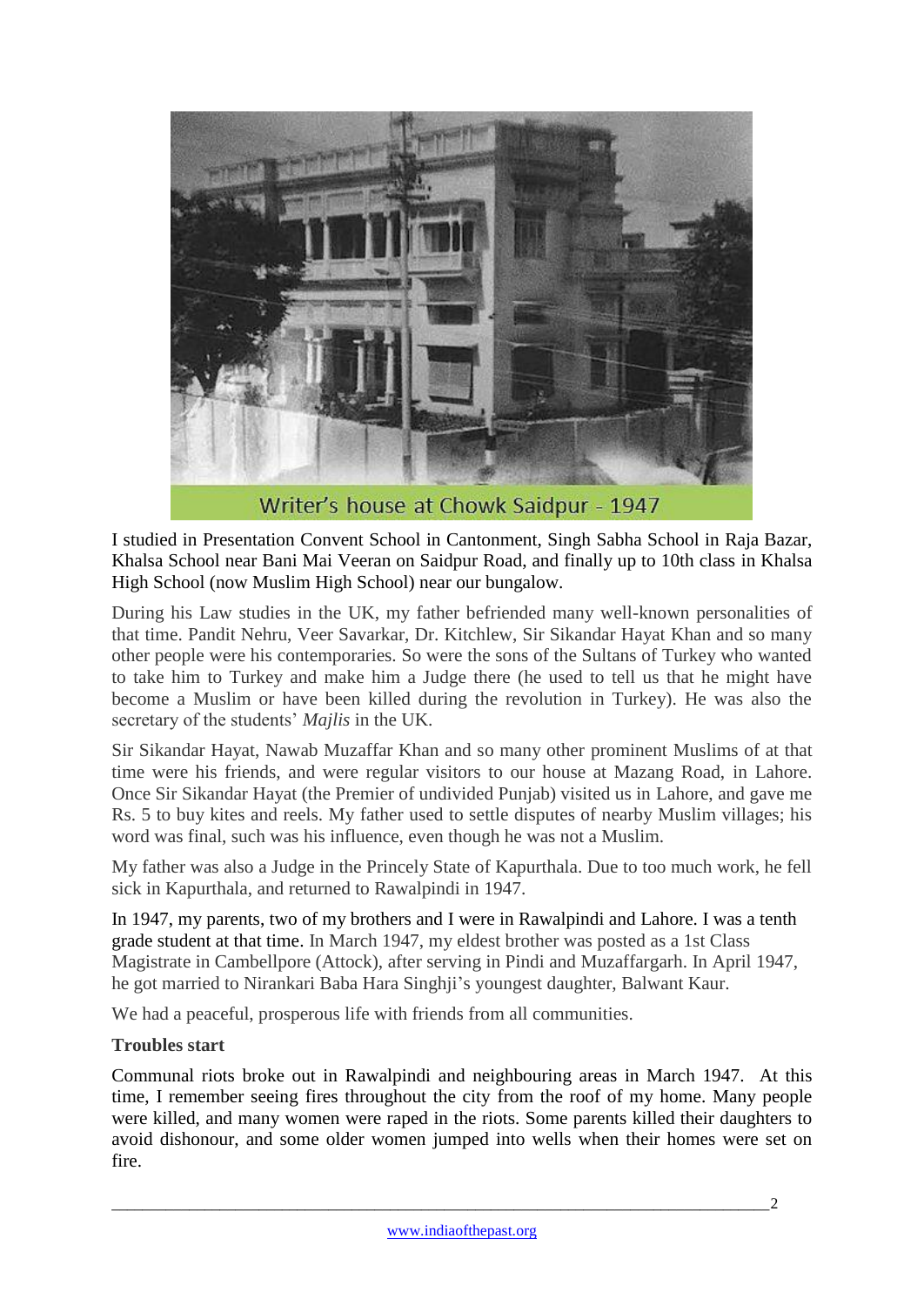Writer's house at Chowk Saidpur - 1947

I studied in Presentation Convent School in Cantonment, Singh Sabha School in Raja Bazar, Khalsa School near Bani Mai Veeran on Saidpur Road, and finally up to 10th class in Khalsa High School (now Muslim High School) near our bungalow.

During his Law studies in the UK, my father befriended many well-known personalities of that time. Pandit Nehru, Veer Savarkar, Dr. Kitchlew, Sir Sikandar Hayat Khan and so many other people were his contemporaries. So were the sons of the Sultans of Turkey who wanted to take him to Turkey and make him a Judge there (he used to tell us that he might have become a Muslim or have been killed during the revolution in Turkey). He was also the secretary of the students' *Majlis* in the UK.

Sir Sikandar Hayat, Nawab Muzaffar Khan and so many other prominent Muslims of at that time were his friends, and were regular visitors to our house at Mazang Road, in Lahore. Once Sir Sikandar Hayat (the Premier of undivided Punjab) visited us in Lahore, and gave me Rs. 5 to buy kites and reels. My father used to settle disputes of nearby Muslim villages; his word was final, such was his influence, even though he was not a Muslim.

My father was also a Judge in the Princely State of Kapurthala. Due to too much work, he fell sick in Kapurthala, and returned to Rawalpindi in 1947.

In 1947, my parents, two of my brothers and I were in Rawalpindi and Lahore. I was a tenth grade student at that time. In March 1947, my eldest brother was posted as a 1st Class Magistrate in Cambellpore (Attock), after serving in Pindi and Muzaffargarh. In April 1947, he got married to Nirankari Baba Hara Singhji's youngest daughter, Balwant Kaur.

We had a peaceful, prosperous life with friends from all communities.

**Troubles start**

Communal riots broke out in Rawalpindi and neighbouring areas in March 1947. At this time, I remember seeing fires throughout the city from the roof of my home. Many people were killed, and many women were raped in the riots. Some parents killed their daughters to avoid dishonour, and some older women jumped into wells when their homes were set on fire.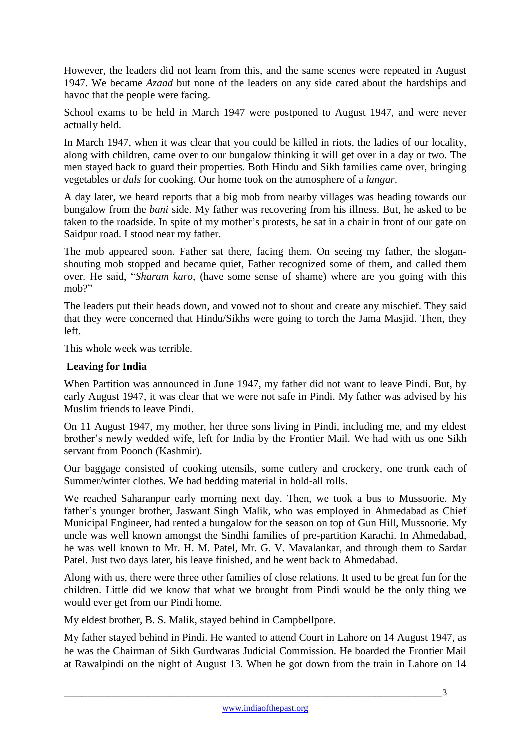However, the leaders did not learn from this, and the same scenes were repeated in August 1947. We became *Azaad* but none of the leaders on any side cared about the hardships and havoc that the people were facing.

School exams to be held in March 1947 were postponed to August 1947, and were never actually held.

In March 1947, when it was clear that you could be killed in riots, the ladies of our locality, along with children, came over to our bungalow thinking it will get over in a day or two. The men stayed back to guard their properties. Both Hindu and Sikh families came over, bringing vegetables or *dals* for cooking. Our home took on the atmosphere of a *langar*.

A day later, we heard reports that a big mob from nearby villages was heading towards our bungalow from the *bani* side. My father was recovering from his illness. But, he asked to be taken to the roadside. In spite of my mother's protests, he sat in a chair in front of our gate on Saidpur road. I stood near my father.

The mob appeared soon. Father sat there, facing them. On seeing my father, the slogan-shouting mob stopped and became quiet, Father recognized some of them, and called them over. He said, "*Sharam karo*, (have some sense of shame) where are you going with this mob?"

The leaders put their heads down, and vowed not to shout and create any mischief. They said that they were concerned that Hindu/Sikhs were going to torch the Jama Masjid. Then, they left.

This whole week was terrible.

## Leaving for India

When Partition was announced in June 1947, my father did not want to leave Pindi. But, by early August 1947, it was clear that we were not safe in Pindi. My father was advised by his Muslim friends to leave Pindi.

On 11 August 1947, my mother, her three sons living in Pindi, including me, and my eldest brother's newly wedded wife, left for India by the Frontier Mail. We had with us one Sikh servant from Poonch (Kashmir).

Our baggage consisted of cooking utensils, some cutlery and crockery, one trunk each of Summer/winter clothes. We had bedding material in hold-all rolls.

We reached Saharanpur early morning next day. Then, we took a bus to Mussoorie. My father's younger brother, Jaswant Singh Malik, who was employed in Ahmedabad as Chief Municipal Engineer, had rented a bungalow for the season on top of Gun Hill, Mussoorie. My uncle was well known amongst the Sindhi families of pre-partition Karachi. In Ahmedabad, he was well known to Mr. H. M. Patel, Mr. G. V. Mavalankar, and through them to Sardar Patel. Just two days later, his leave finished, and he went back to Ahmedabad.

Along with us, there were three other families of close relations. It used to be great fun for the children. Little did we know that what we brought from Pindi would be the only thing we would ever get from our Pindi home.

My eldest brother, B. S. Malik, stayed behind in Campbellpore.

My father stayed behind in Pindi. He wanted to attend Court in Lahore on 14 August 1947, as he was the Chairman of Sikh Gurdwaras Judicial Commission. He boarded the Frontier Mail at Rawalpindi on the night of August 13. When he got down from the train in Lahore on 14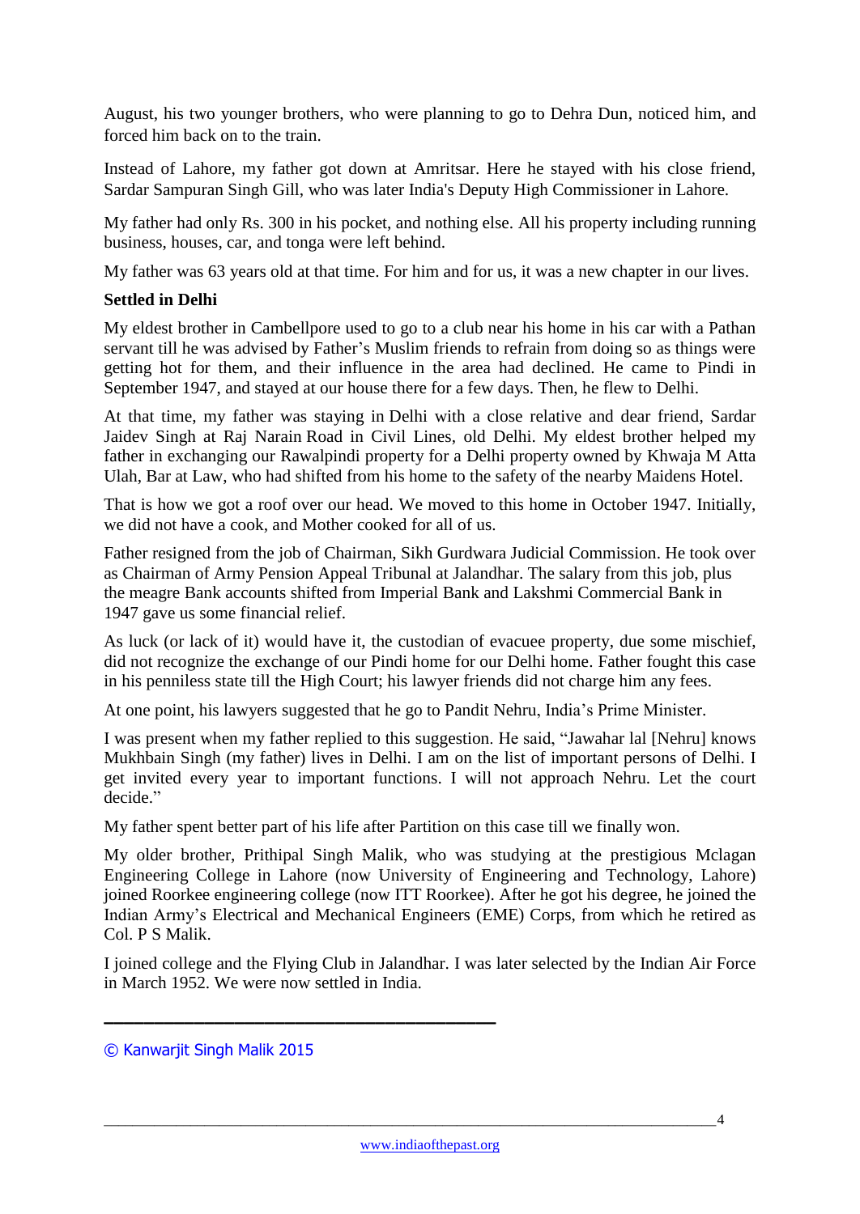August, his two younger brothers, who were planning to go to Dehra Dun, noticed him, and forced him back on to the train.

Instead of Lahore, my father got down at Amritsar. Here he stayed with his close friend, Sardar Sampuran Singh Gill, who was later India's Deputy High Commissioner in Lahore.

My father had only Rs. 300 in his pocket, and nothing else. All his property including running business, houses, car, and tonga were left behind.

My father was 63 years old at that time. For him and for us, it was a new chapter in our lives.

**Settled in Delhi**

My eldest brother in Cambellpore used to go to a club near his home in his car with a Pathan servant till he was advised by Father's Muslim friends to refrain from doing so as things were getting hot for them, and their influence in the area had declined. He came to Pindi in September 1947, and stayed at our house there for a few days. Then, he flew to Delhi.

At that time, my father was staying in Delhi with a close relative and dear friend, Sardar Jaidev Singh at Raj Narain Road in Civil Lines, old Delhi. My eldest brother helped my father in exchanging our Rawalpindi property for a Delhi property owned by Khwaja M Atta Ulah, Bar at Law, who had shifted from his home to the safety of the nearby Maidens Hotel.

That is how we got a roof over our head. We moved to this home in October 1947. Initially, we did not have a cook, and Mother cooked for all of us.

Father resigned from the job of Chairman, Sikh Gurdwara Judicial Commission. He took over as Chairman of Army Pension Appeal Tribunal at Jalandhar. The salary from this job, plus the meagre Bank accounts shifted from Imperial Bank and Lakshmi Commercial Bank in 1947 gave us some financial relief.

As luck (or lack of it) would have it, the custodian of evacuee property, due some mischief, did not recognize the exchange of our Pindi home for our Delhi home. Father fought this case in his penniless state till the High Court; his lawyer friends did not charge him any fees.

At one point, his lawyers suggested that he go to Pandit Nehru, India's Prime Minister.

I was present when my father replied to this suggestion. He said, "Jawahar lal [Nehru] knows Mukhbain Singh (my father) lives in Delhi. I am on the list of important persons of Delhi. I get invited every year to important functions. I will not approach Nehru. Let the court decide."

My father spent better part of his life after Partition on this case till we finally won.

My older brother, Prithipal Singh Malik, who was studying at the prestigious Mclagan Engineering College in Lahore (now University of Engineering and Technology, Lahore) joined Roorkee engineering college (now ITT Roorkee). After he got his degree, he joined the Indian Army's Electrical and Mechanical Engineers (EME) Corps, from which he retired as Col. P S Malik.

I joined college and the Flying Club in Jalandhar. I was later selected by the Indian Air Force in March 1952. We were now settled in India.

---

© Kanwarjit Singh Malik 2015